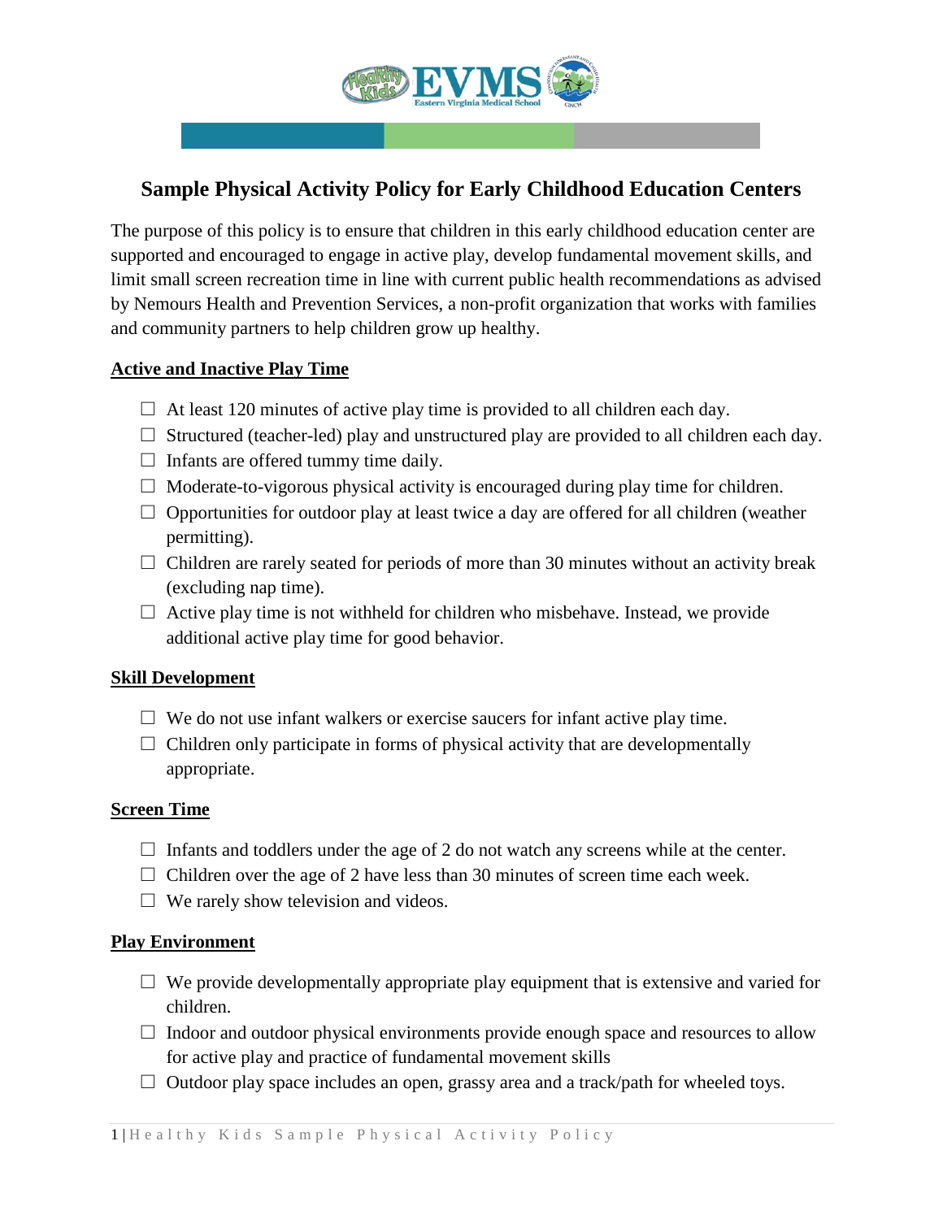# Sample Physical Activity Policy for Early Childhood Education Centers

The purpose of this policy is to ensure that children in this early childhood education center are supported and encouraged to engage in active play, develop fundamental movement skills, and limit small screen recreation time in line with current public health recommendations as advised by Nemours Health and Prevention Services, a non-profit organization that works with families and community partners to help children grow up healthy.

## Active and Inactive Play Time

- ☐ At least 120 minutes of active play time is provided to all children each day.
- ☐ Structured (teacher-led) play and unstructured play are provided to all children each day.
- ☐ Infants are offered tummy time daily.
- ☐ Moderate-to-vigorous physical activity is encouraged during play time for children.
- ☐ Opportunities for outdoor play at least twice a day are offered for all children (weather permitting).
- ☐ Children are rarely seated for periods of more than 30 minutes without an activity break (excluding nap time).
- ☐ Active play time is not withheld for children who misbehave. Instead, we provide additional active play time for good behavior.

## Skill Development

- ☐ We do not use infant walkers or exercise saucers for infant active play time.
- ☐ Children only participate in forms of physical activity that are developmentally appropriate.

## Screen Time

- ☐ Infants and toddlers under the age of 2 do not watch any screens while at the center.
- ☐ Children over the age of 2 have less than 30 minutes of screen time each week.
- ☐ We rarely show television and videos.

## Play Environment

- ☐ We provide developmentally appropriate play equipment that is extensive and varied for children.
- ☐ Indoor and outdoor physical environments provide enough space and resources to allow for active play and practice of fundamental movement skills
- ☐ Outdoor play space includes an open, grassy area and a track/path for wheeled toys.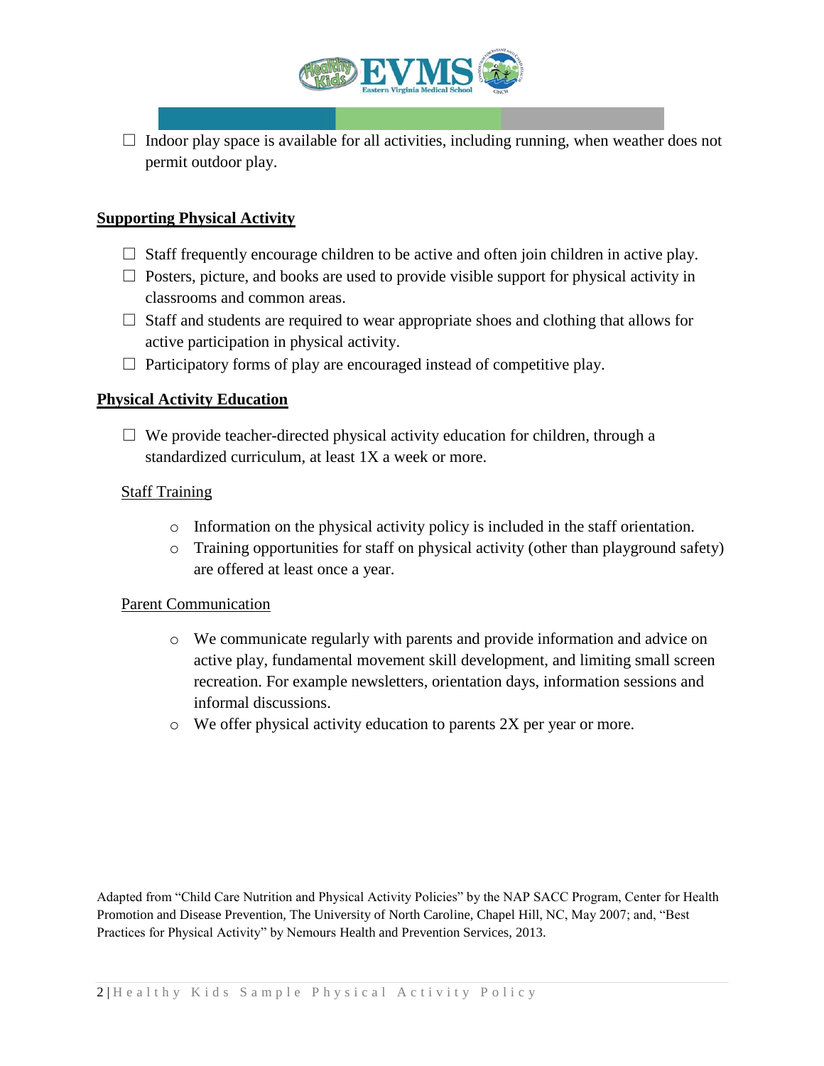☐ Indoor play space is available for all activities, including running, when weather does not permit outdoor play.

## Supporting Physical Activity

☐ Staff frequently encourage children to be active and often join children in active play.
☐ Posters, picture, and books are used to provide visible support for physical activity in classrooms and common areas.
☐ Staff and students are required to wear appropriate shoes and clothing that allows for active participation in physical activity.
☐ Participatory forms of play are encouraged instead of competitive play.

## Physical Activity Education

☐ We provide teacher-directed physical activity education for children, through a standardized curriculum, at least 1X a week or more.

### Staff Training

- Information on the physical activity policy is included in the staff orientation.
- Training opportunities for staff on physical activity (other than playground safety) are offered at least once a year.

### Parent Communication

- We communicate regularly with parents and provide information and advice on active play, fundamental movement skill development, and limiting small screen recreation. For example newsletters, orientation days, information sessions and informal discussions.
- We offer physical activity education to parents 2X per year or more.

Adapted from "Child Care Nutrition and Physical Activity Policies" by the NAP SACC Program, Center for Health Promotion and Disease Prevention, The University of North Caroline, Chapel Hill, NC, May 2007; and, "Best Practices for Physical Activity" by Nemours Health and Prevention Services, 2013.